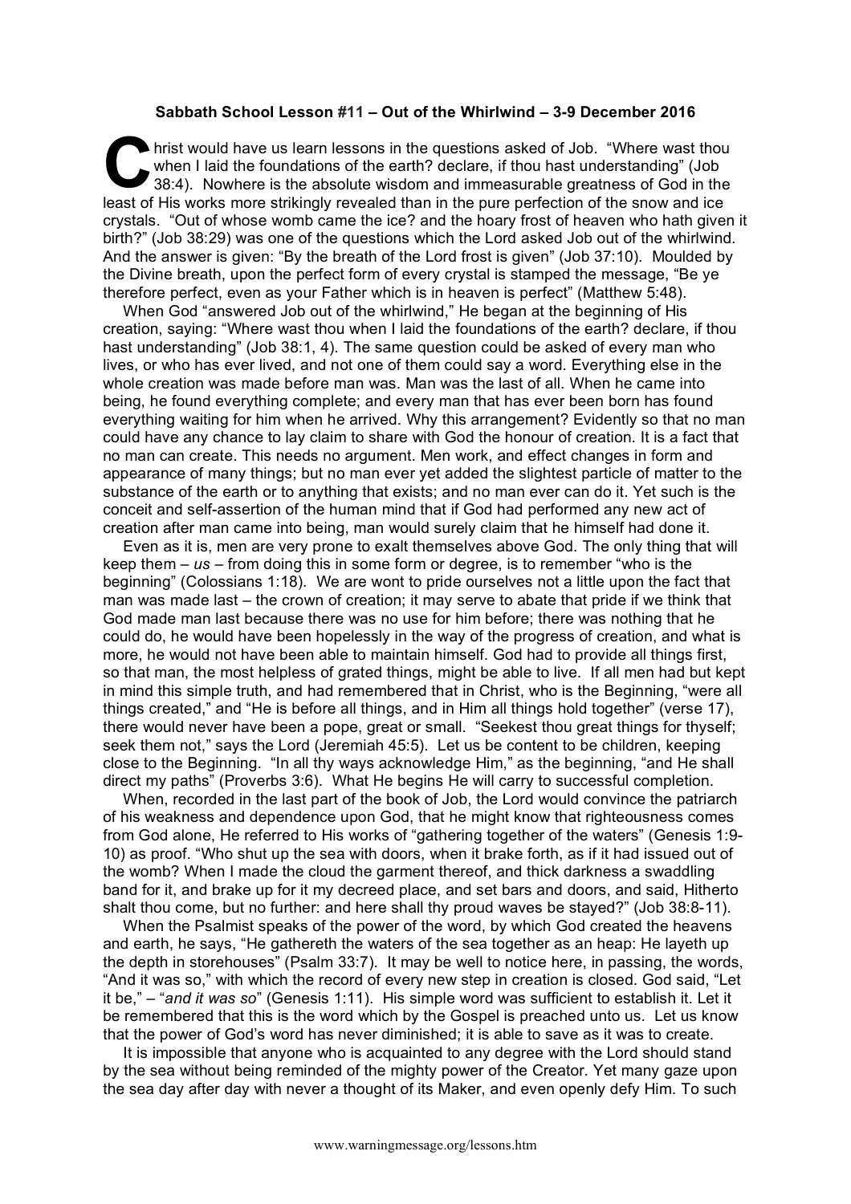**Sabbath School Lesson #11 – Out of the Whirlwind – 3-9 December 2016**

Christ would have us learn lessons in the questions asked of Job. "Where wast thou when I laid the foundations of the earth? declare, if thou hast understanding" (Job 38:4). Nowhere is the absolute wisdom and immeasurable greatness of God in the least of His works more strikingly revealed than in the pure perfection of the snow and ice crystals. "Out of whose womb came the ice? and the hoary frost of heaven who hath given it birth?" (Job 38:29) was one of the questions which the Lord asked Job out of the whirlwind. And the answer is given: "By the breath of the Lord frost is given" (Job 37:10). Moulded by the Divine breath, upon the perfect form of every crystal is stamped the message, "Be ye therefore perfect, even as your Father which is in heaven is perfect" (Matthew 5:48).

When God "answered Job out of the whirlwind," He began at the beginning of His creation, saying: "Where wast thou when I laid the foundations of the earth? declare, if thou hast understanding" (Job 38:1, 4). The same question could be asked of every man who lives, or who has ever lived, and not one of them could say a word. Everything else in the whole creation was made before man was. Man was the last of all. When he came into being, he found everything complete; and every man that has ever been born has found everything waiting for him when he arrived. Why this arrangement? Evidently so that no man could have any chance to lay claim to share with God the honour of creation. It is a fact that no man can create. This needs no argument. Men work, and effect changes in form and appearance of many things; but no man ever yet added the slightest particle of matter to the substance of the earth or to anything that exists; and no man ever can do it. Yet such is the conceit and self-assertion of the human mind that if God had performed any new act of creation after man came into being, man would surely claim that he himself had done it.

Even as it is, men are very prone to exalt themselves above God. The only thing that will keep them – *us* – from doing this in some form or degree, is to remember "who is the beginning" (Colossians 1:18). We are wont to pride ourselves not a little upon the fact that man was made last – the crown of creation; it may serve to abate that pride if we think that God made man last because there was no use for him before; there was nothing that he could do, he would have been hopelessly in the way of the progress of creation, and what is more, he would not have been able to maintain himself. God had to provide all things first, so that man, the most helpless of grated things, might be able to live. If all men had but kept in mind this simple truth, and had remembered that in Christ, who is the Beginning, "were all things created," and "He is before all things, and in Him all things hold together" (verse 17), there would never have been a pope, great or small. "Seekest thou great things for thyself; seek them not," says the Lord (Jeremiah 45:5). Let us be content to be children, keeping close to the Beginning. "In all thy ways acknowledge Him," as the beginning, "and He shall direct my paths" (Proverbs 3:6). What He begins He will carry to successful completion.

When, recorded in the last part of the book of Job, the Lord would convince the patriarch of his weakness and dependence upon God, that he might know that righteousness comes from God alone, He referred to His works of "gathering together of the waters" (Genesis 1:9-10) as proof. "Who shut up the sea with doors, when it brake forth, as if it had issued out of the womb? When I made the cloud the garment thereof, and thick darkness a swaddling band for it, and brake up for it my decreed place, and set bars and doors, and said, Hitherto shalt thou come, but no further: and here shall thy proud waves be stayed?" (Job 38:8-11).

When the Psalmist speaks of the power of the word, by which God created the heavens and earth, he says, "He gathereth the waters of the sea together as an heap: He layeth up the depth in storehouses" (Psalm 33:7). It may be well to notice here, in passing, the words, "And it was so," with which the record of every new step in creation is closed. God said, "Let it be," – "*and it was so*" (Genesis 1:11). His simple word was sufficient to establish it. Let it be remembered that this is the word which by the Gospel is preached unto us. Let us know that the power of God's word has never diminished; it is able to save as it was to create.

It is impossible that anyone who is acquainted to any degree with the Lord should stand by the sea without being reminded of the mighty power of the Creator. Yet many gaze upon the sea day after day with never a thought of its Maker, and even openly defy Him. To such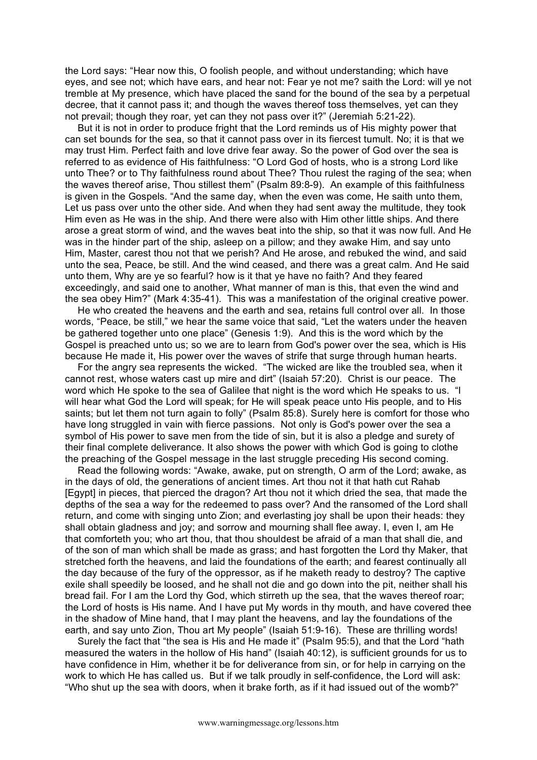the Lord says: "Hear now this, O foolish people, and without understanding; which have eyes, and see not; which have ears, and hear not: Fear ye not me? saith the Lord: will ye not tremble at My presence, which have placed the sand for the bound of the sea by a perpetual decree, that it cannot pass it; and though the waves thereof toss themselves, yet can they not prevail; though they roar, yet can they not pass over it?" (Jeremiah 5:21-22).

But it is not in order to produce fright that the Lord reminds us of His mighty power that can set bounds for the sea, so that it cannot pass over in its fiercest tumult. No; it is that we may trust Him. Perfect faith and love drive fear away. So the power of God over the sea is referred to as evidence of His faithfulness: "O Lord God of hosts, who is a strong Lord like unto Thee? or to Thy faithfulness round about Thee? Thou rulest the raging of the sea; when the waves thereof arise, Thou stillest them" (Psalm 89:8-9). An example of this faithfulness is given in the Gospels. "And the same day, when the even was come, He saith unto them, Let us pass over unto the other side. And when they had sent away the multitude, they took Him even as He was in the ship. And there were also with Him other little ships. And there arose a great storm of wind, and the waves beat into the ship, so that it was now full. And He was in the hinder part of the ship, asleep on a pillow; and they awake Him, and say unto Him, Master, carest thou not that we perish? And He arose, and rebuked the wind, and said unto the sea, Peace, be still. And the wind ceased, and there was a great calm. And He said unto them, Why are ye so fearful? how is it that ye have no faith? And they feared exceedingly, and said one to another, What manner of man is this, that even the wind and the sea obey Him?" (Mark 4:35-41). This was a manifestation of the original creative power.

He who created the heavens and the earth and sea, retains full control over all. In those words, "Peace, be still," we hear the same voice that said, "Let the waters under the heaven be gathered together unto one place" (Genesis 1:9). And this is the word which by the Gospel is preached unto us; so we are to learn from God's power over the sea, which is His because He made it, His power over the waves of strife that surge through human hearts.

For the angry sea represents the wicked. "The wicked are like the troubled sea, when it cannot rest, whose waters cast up mire and dirt" (Isaiah 57:20). Christ is our peace. The word which He spoke to the sea of Galilee that night is the word which He speaks to us. "I will hear what God the Lord will speak; for He will speak peace unto His people, and to His saints; but let them not turn again to folly" (Psalm 85:8). Surely here is comfort for those who have long struggled in vain with fierce passions. Not only is God's power over the sea a symbol of His power to save men from the tide of sin, but it is also a pledge and surety of their final complete deliverance. It also shows the power with which God is going to clothe the preaching of the Gospel message in the last struggle preceding His second coming.

Read the following words: "Awake, awake, put on strength, O arm of the Lord; awake, as in the days of old, the generations of ancient times. Art thou not it that hath cut Rahab [Egypt] in pieces, that pierced the dragon? Art thou not it which dried the sea, that made the depths of the sea a way for the redeemed to pass over? And the ransomed of the Lord shall return, and come with singing unto Zion; and everlasting joy shall be upon their heads: they shall obtain gladness and joy; and sorrow and mourning shall flee away. I, even I, am He that comforteth you; who art thou, that thou shouldest be afraid of a man that shall die, and of the son of man which shall be made as grass; and hast forgotten the Lord thy Maker, that stretched forth the heavens, and laid the foundations of the earth; and fearest continually all the day because of the fury of the oppressor, as if he maketh ready to destroy? The captive exile shall speedily be loosed, and he shall not die and go down into the pit, neither shall his bread fail. For I am the Lord thy God, which stirreth up the sea, that the waves thereof roar; the Lord of hosts is His name. And I have put My words in thy mouth, and have covered thee in the shadow of Mine hand, that I may plant the heavens, and lay the foundations of the earth, and say unto Zion, Thou art My people" (Isaiah 51:9-16). These are thrilling words!

Surely the fact that "the sea is His and He made it" (Psalm 95:5), and that the Lord "hath measured the waters in the hollow of His hand" (Isaiah 40:12), is sufficient grounds for us to have confidence in Him, whether it be for deliverance from sin, or for help in carrying on the work to which He has called us. But if we talk proudly in self-confidence, the Lord will ask: "Who shut up the sea with doors, when it brake forth, as if it had issued out of the womb?"